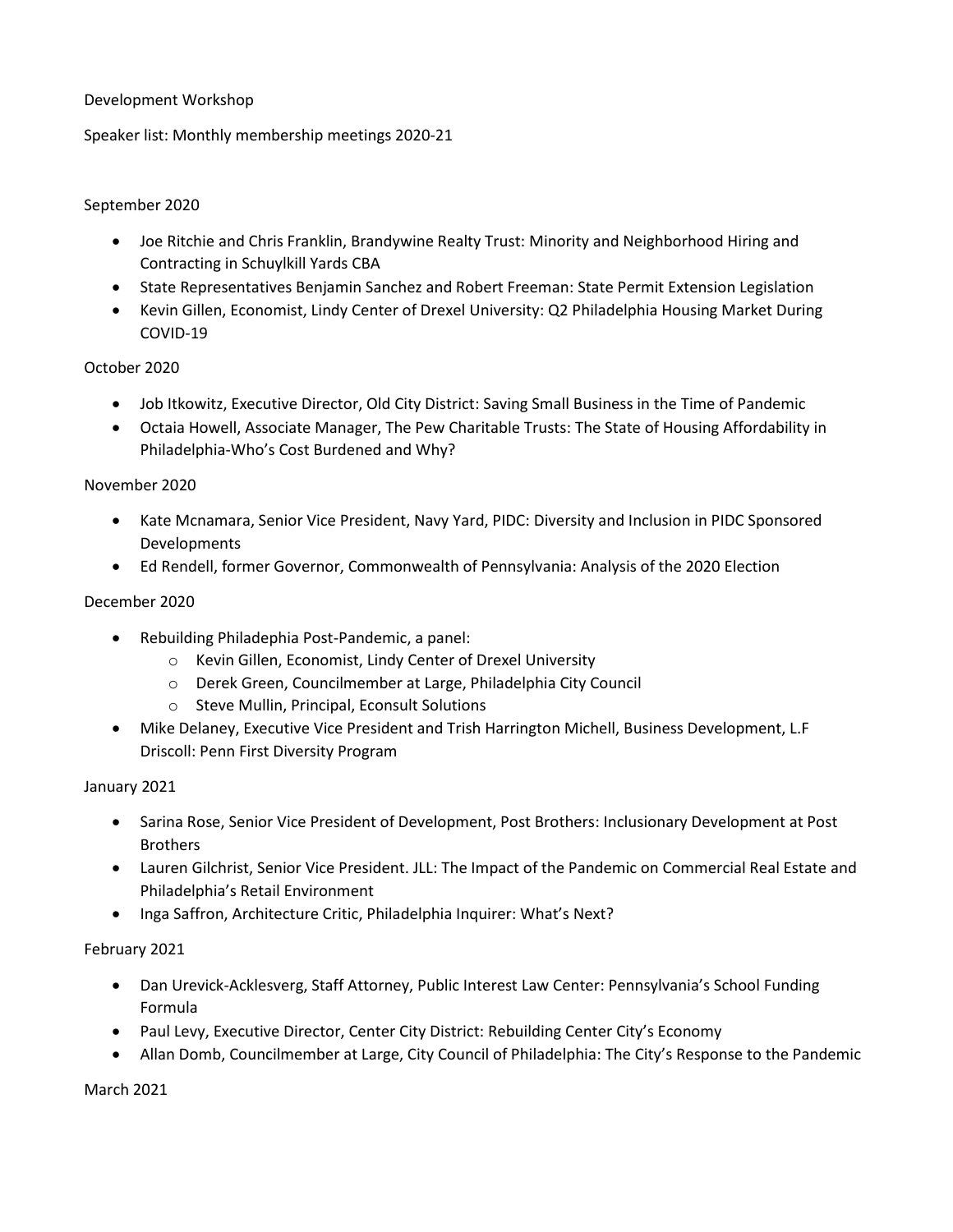Development Workshop

Speaker list: Monthly membership meetings 2020-21

September 2020

- Joe Ritchie and Chris Franklin, Brandywine Realty Trust: Minority and Neighborhood Hiring and Contracting in Schuylkill Yards CBA
- State Representatives Benjamin Sanchez and Robert Freeman: State Permit Extension Legislation
- Kevin Gillen, Economist, Lindy Center of Drexel University: Q2 Philadelphia Housing Market During COVID-19

October 2020

- Job Itkowitz, Executive Director, Old City District: Saving Small Business in the Time of Pandemic
- Octaia Howell, Associate Manager, The Pew Charitable Trusts: The State of Housing Affordability in Philadelphia-Who's Cost Burdened and Why?

November 2020

- Kate Mcnamara, Senior Vice President, Navy Yard, PIDC: Diversity and Inclusion in PIDC Sponsored Developments
- Ed Rendell, former Governor, Commonwealth of Pennsylvania: Analysis of the 2020 Election

December 2020

- Rebuilding Philadephia Post-Pandemic, a panel:
  - Kevin Gillen, Economist, Lindy Center of Drexel University
  - Derek Green, Councilmember at Large, Philadelphia City Council
  - Steve Mullin, Principal, Econsult Solutions
- Mike Delaney, Executive Vice President and Trish Harrington Michell, Business Development, L.F Driscoll: Penn First Diversity Program

January 2021

- Sarina Rose, Senior Vice President of Development, Post Brothers: Inclusionary Development at Post Brothers
- Lauren Gilchrist, Senior Vice President. JLL: The Impact of the Pandemic on Commercial Real Estate and Philadelphia's Retail Environment
- Inga Saffron, Architecture Critic, Philadelphia Inquirer: What's Next?

February 2021

- Dan Urevick-Acklesverg, Staff Attorney, Public Interest Law Center: Pennsylvania's School Funding Formula
- Paul Levy, Executive Director, Center City District: Rebuilding Center City's Economy
- Allan Domb, Councilmember at Large, City Council of Philadelphia: The City's Response to the Pandemic

March 2021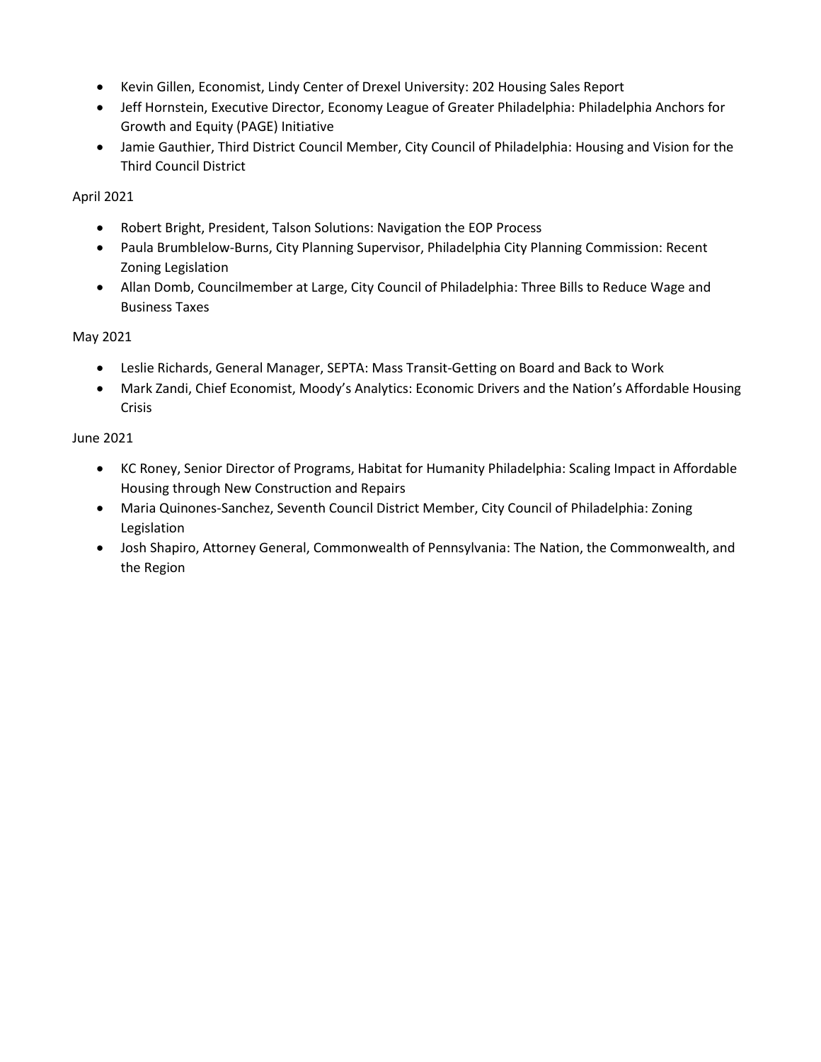- Kevin Gillen, Economist, Lindy Center of Drexel University: 202 Housing Sales Report
- Jeff Hornstein, Executive Director, Economy League of Greater Philadelphia: Philadelphia Anchors for Growth and Equity (PAGE) Initiative
- Jamie Gauthier, Third District Council Member, City Council of Philadelphia: Housing and Vision for the Third Council District

April 2021

- Robert Bright, President, Talson Solutions: Navigation the EOP Process
- Paula Brumblelow-Burns, City Planning Supervisor, Philadelphia City Planning Commission: Recent Zoning Legislation
- Allan Domb, Councilmember at Large, City Council of Philadelphia: Three Bills to Reduce Wage and Business Taxes

May 2021

- Leslie Richards, General Manager, SEPTA: Mass Transit-Getting on Board and Back to Work
- Mark Zandi, Chief Economist, Moody's Analytics: Economic Drivers and the Nation's Affordable Housing Crisis

June 2021

- KC Roney, Senior Director of Programs, Habitat for Humanity Philadelphia: Scaling Impact in Affordable Housing through New Construction and Repairs
- Maria Quinones-Sanchez, Seventh Council District Member, City Council of Philadelphia: Zoning Legislation
- Josh Shapiro, Attorney General, Commonwealth of Pennsylvania: The Nation, the Commonwealth, and the Region